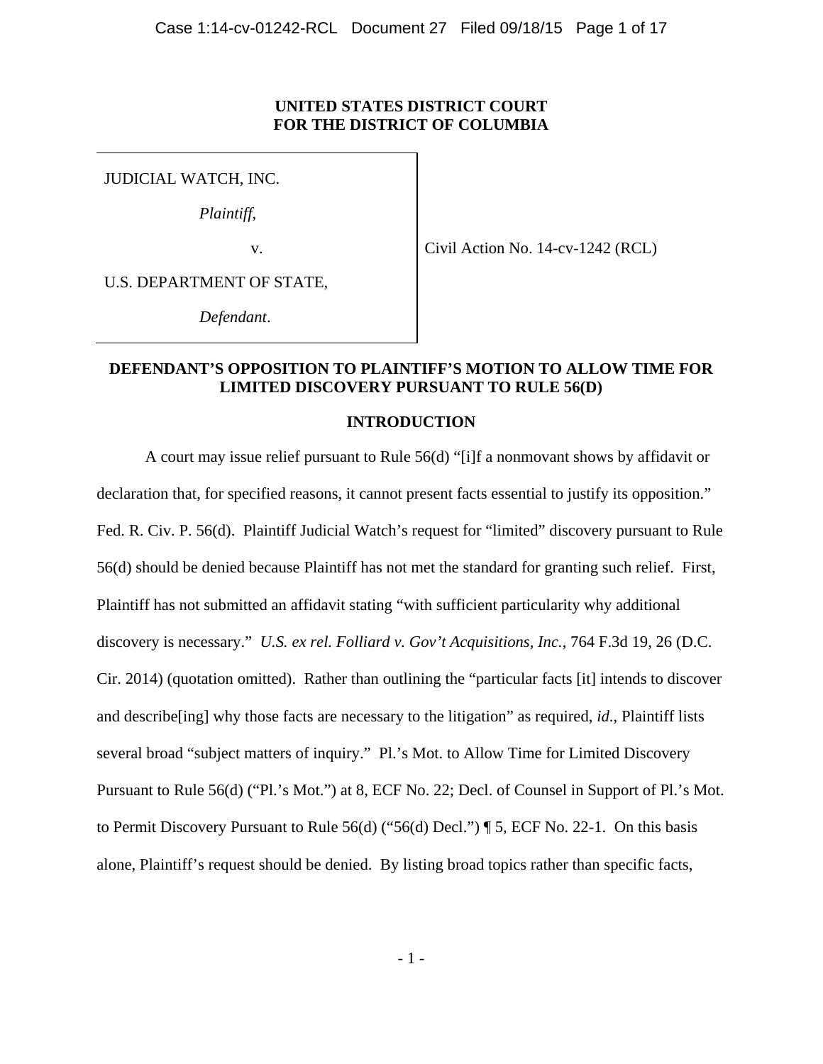**UNITED STATES DISTRICT COURT**
**FOR THE DISTRICT OF COLUMBIA**

| | |
|---|---|
| JUDICIAL WATCH, INC.<br><br>*Plaintiff*,<br><br>v.<br><br>U.S. DEPARTMENT OF STATE,<br><br>*Defendant*. | Civil Action No. 14-cv-1242 (RCL) |

**DEFENDANT'S OPPOSITION TO PLAINTIFF'S MOTION TO ALLOW TIME FOR LIMITED DISCOVERY PURSUANT TO RULE 56(D)**

**INTRODUCTION**

A court may issue relief pursuant to Rule 56(d) "[i]f a nonmovant shows by affidavit or declaration that, for specified reasons, it cannot present facts essential to justify its opposition." Fed. R. Civ. P. 56(d). Plaintiff Judicial Watch's request for "limited" discovery pursuant to Rule 56(d) should be denied because Plaintiff has not met the standard for granting such relief. First, Plaintiff has not submitted an affidavit stating "with sufficient particularity why additional discovery is necessary." *U.S. ex rel. Folliard v. Gov't Acquisitions, Inc.*, 764 F.3d 19, 26 (D.C. Cir. 2014) (quotation omitted). Rather than outlining the "particular facts [it] intends to discover and describe[ing] why those facts are necessary to the litigation" as required, *id.*, Plaintiff lists several broad "subject matters of inquiry." Pl.'s Mot. to Allow Time for Limited Discovery Pursuant to Rule 56(d) ("Pl.'s Mot.") at 8, ECF No. 22; Decl. of Counsel in Support of Pl.'s Mot. to Permit Discovery Pursuant to Rule 56(d) ("56(d) Decl.") ¶ 5, ECF No. 22-1. On this basis alone, Plaintiff's request should be denied. By listing broad topics rather than specific facts,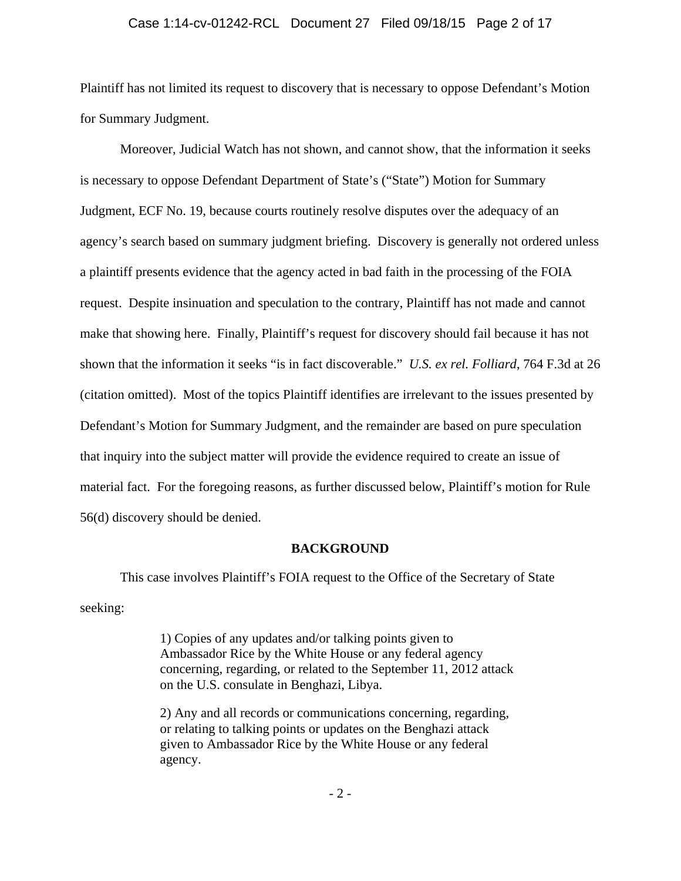Plaintiff has not limited its request to discovery that is necessary to oppose Defendant's Motion for Summary Judgment.

Moreover, Judicial Watch has not shown, and cannot show, that the information it seeks is necessary to oppose Defendant Department of State's ("State") Motion for Summary Judgment, ECF No. 19, because courts routinely resolve disputes over the adequacy of an agency's search based on summary judgment briefing. Discovery is generally not ordered unless a plaintiff presents evidence that the agency acted in bad faith in the processing of the FOIA request. Despite insinuation and speculation to the contrary, Plaintiff has not made and cannot make that showing here. Finally, Plaintiff's request for discovery should fail because it has not shown that the information it seeks "is in fact discoverable." *U.S. ex rel. Folliard*, 764 F.3d at 26 (citation omitted). Most of the topics Plaintiff identifies are irrelevant to the issues presented by Defendant's Motion for Summary Judgment, and the remainder are based on pure speculation that inquiry into the subject matter will provide the evidence required to create an issue of material fact. For the foregoing reasons, as further discussed below, Plaintiff's motion for Rule 56(d) discovery should be denied.

## BACKGROUND

This case involves Plaintiff's FOIA request to the Office of the Secretary of State seeking:

> 1) Copies of any updates and/or talking points given to Ambassador Rice by the White House or any federal agency concerning, regarding, or related to the September 11, 2012 attack on the U.S. consulate in Benghazi, Libya.
>
> 2) Any and all records or communications concerning, regarding, or relating to talking points or updates on the Benghazi attack given to Ambassador Rice by the White House or any federal agency.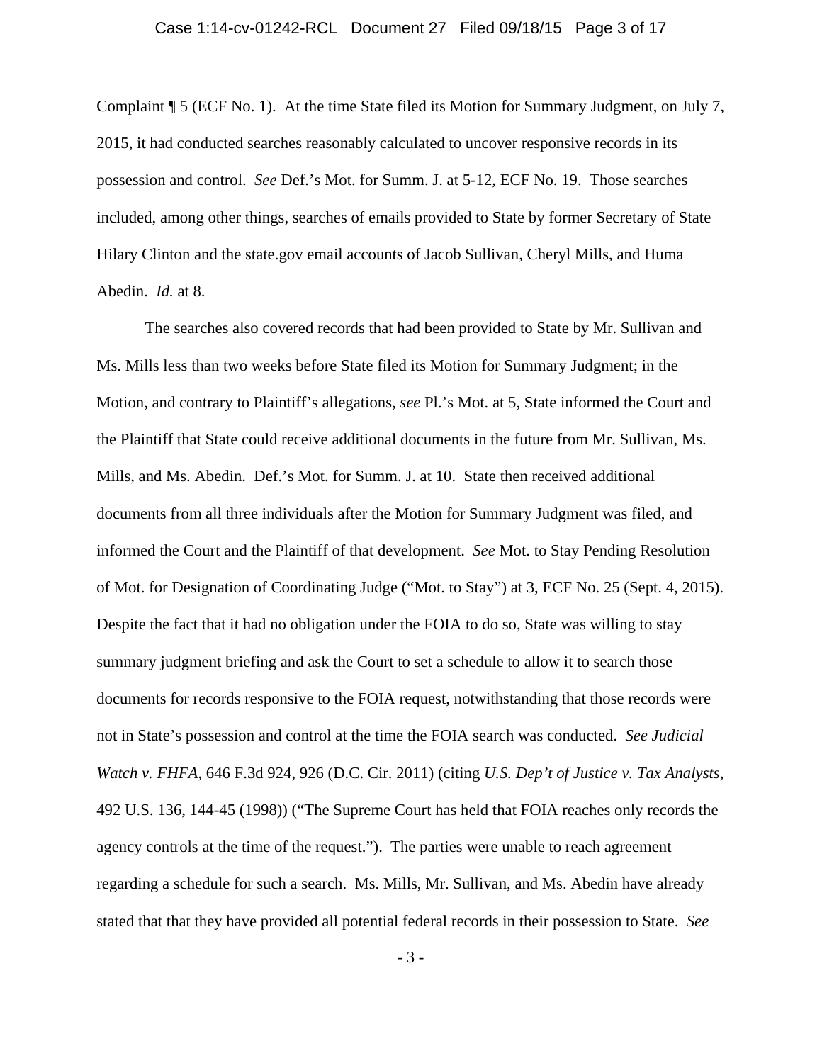Complaint ¶ 5 (ECF No. 1). At the time State filed its Motion for Summary Judgment, on July 7, 2015, it had conducted searches reasonably calculated to uncover responsive records in its possession and control. *See* Def.'s Mot. for Summ. J. at 5-12, ECF No. 19. Those searches included, among other things, searches of emails provided to State by former Secretary of State Hilary Clinton and the state.gov email accounts of Jacob Sullivan, Cheryl Mills, and Huma Abedin. *Id.* at 8.

The searches also covered records that had been provided to State by Mr. Sullivan and Ms. Mills less than two weeks before State filed its Motion for Summary Judgment; in the Motion, and contrary to Plaintiff's allegations, *see* Pl.'s Mot. at 5, State informed the Court and the Plaintiff that State could receive additional documents in the future from Mr. Sullivan, Ms. Mills, and Ms. Abedin. Def.'s Mot. for Summ. J. at 10. State then received additional documents from all three individuals after the Motion for Summary Judgment was filed, and informed the Court and the Plaintiff of that development. *See* Mot. to Stay Pending Resolution of Mot. for Designation of Coordinating Judge ("Mot. to Stay") at 3, ECF No. 25 (Sept. 4, 2015). Despite the fact that it had no obligation under the FOIA to do so, State was willing to stay summary judgment briefing and ask the Court to set a schedule to allow it to search those documents for records responsive to the FOIA request, notwithstanding that those records were not in State's possession and control at the time the FOIA search was conducted. *See Judicial Watch v. FHFA*, 646 F.3d 924, 926 (D.C. Cir. 2011) (citing *U.S. Dep't of Justice v. Tax Analysts*, 492 U.S. 136, 144-45 (1998)) ("The Supreme Court has held that FOIA reaches only records the agency controls at the time of the request."). The parties were unable to reach agreement regarding a schedule for such a search. Ms. Mills, Mr. Sullivan, and Ms. Abedin have already stated that that they have provided all potential federal records in their possession to State. *See*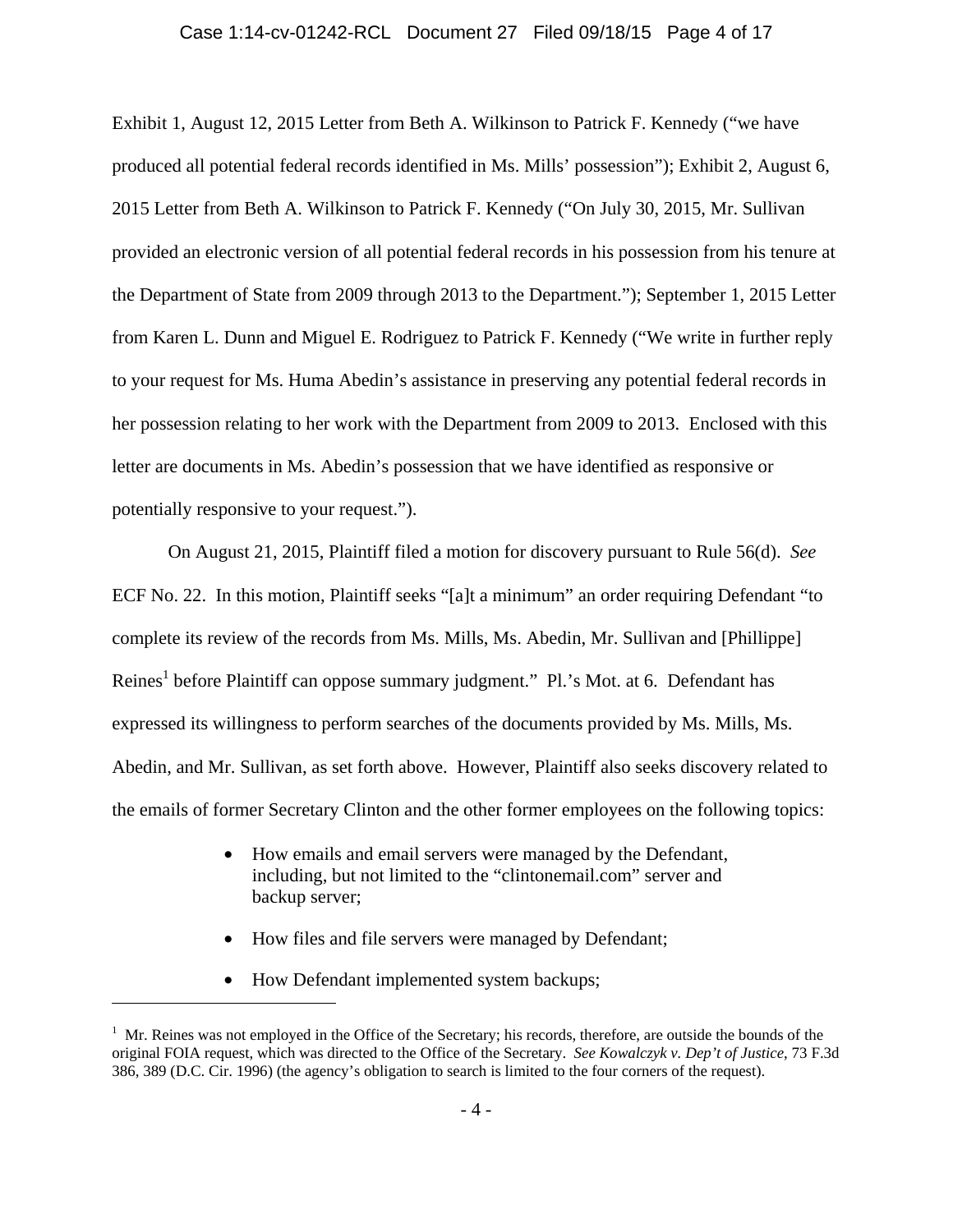Exhibit 1, August 12, 2015 Letter from Beth A. Wilkinson to Patrick F. Kennedy ("we have produced all potential federal records identified in Ms. Mills' possession"); Exhibit 2, August 6, 2015 Letter from Beth A. Wilkinson to Patrick F. Kennedy ("On July 30, 2015, Mr. Sullivan provided an electronic version of all potential federal records in his possession from his tenure at the Department of State from 2009 through 2013 to the Department."); September 1, 2015 Letter from Karen L. Dunn and Miguel E. Rodriguez to Patrick F. Kennedy ("We write in further reply to your request for Ms. Huma Abedin's assistance in preserving any potential federal records in her possession relating to her work with the Department from 2009 to 2013. Enclosed with this letter are documents in Ms. Abedin's possession that we have identified as responsive or potentially responsive to your request.").

On August 21, 2015, Plaintiff filed a motion for discovery pursuant to Rule 56(d). *See* ECF No. 22. In this motion, Plaintiff seeks "[a]t a minimum" an order requiring Defendant "to complete its review of the records from Ms. Mills, Ms. Abedin, Mr. Sullivan and [Phillippe] Reines[1] before Plaintiff can oppose summary judgment." Pl.'s Mot. at 6. Defendant has expressed its willingness to perform searches of the documents provided by Ms. Mills, Ms. Abedin, and Mr. Sullivan, as set forth above. However, Plaintiff also seeks discovery related to the emails of former Secretary Clinton and the other former employees on the following topics:

- How emails and email servers were managed by the Defendant, including, but not limited to the "clintonemail.com" server and backup server;
- How files and file servers were managed by Defendant;
- How Defendant implemented system backups;

[1] Mr. Reines was not employed in the Office of the Secretary; his records, therefore, are outside the bounds of the original FOIA request, which was directed to the Office of the Secretary. *See Kowalczyk v. Dep't of Justice*, 73 F.3d 386, 389 (D.C. Cir. 1996) (the agency's obligation to search is limited to the four corners of the request).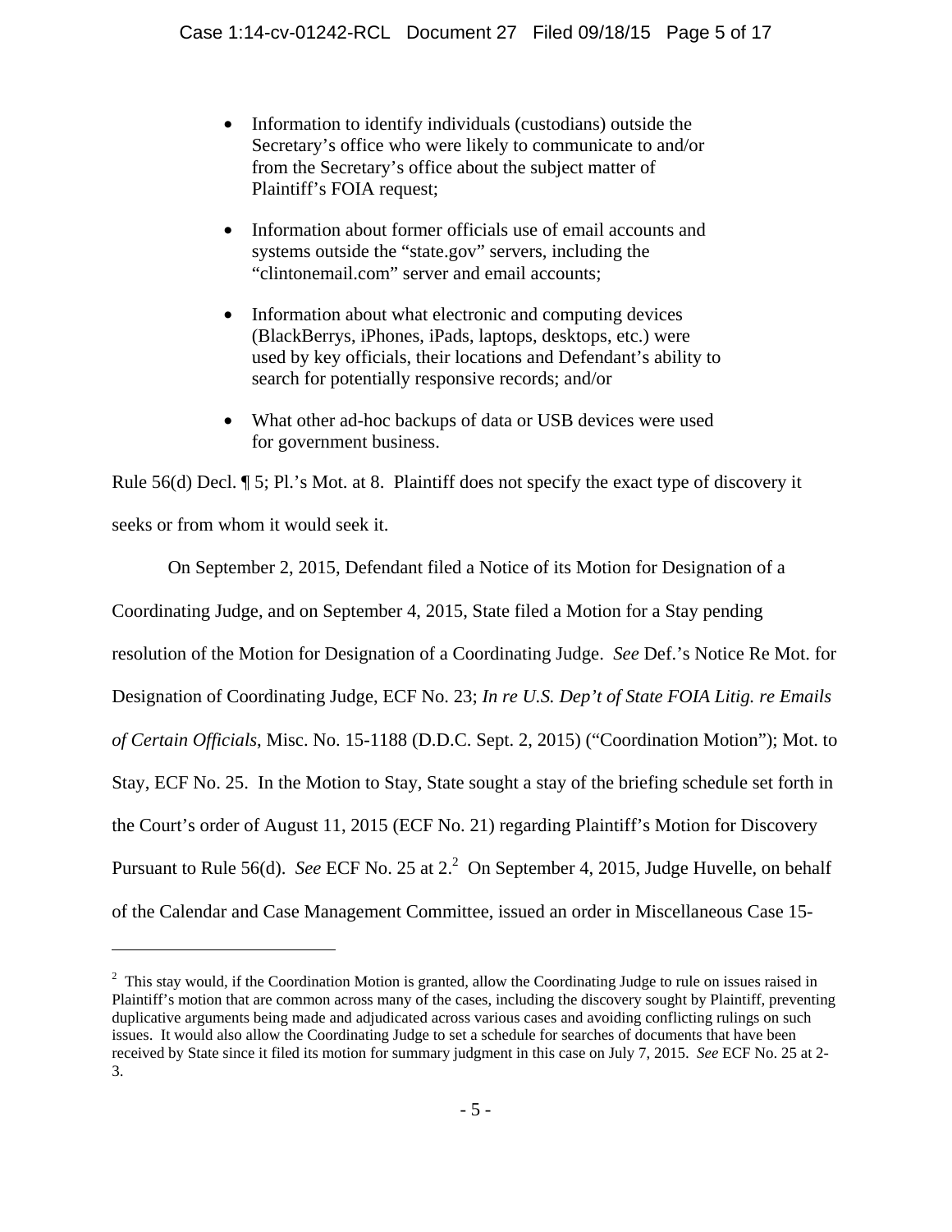- Information to identify individuals (custodians) outside the Secretary's office who were likely to communicate to and/or from the Secretary's office about the subject matter of Plaintiff's FOIA request;

- Information about former officials use of email accounts and systems outside the "state.gov" servers, including the "clintonemail.com" server and email accounts;

- Information about what electronic and computing devices (BlackBerrys, iPhones, iPads, laptops, desktops, etc.) were used by key officials, their locations and Defendant's ability to search for potentially responsive records; and/or

- What other ad-hoc backups of data or USB devices were used for government business.

Rule 56(d) Decl. ¶ 5; Pl.'s Mot. at 8. Plaintiff does not specify the exact type of discovery it seeks or from whom it would seek it.

On September 2, 2015, Defendant filed a Notice of its Motion for Designation of a Coordinating Judge, and on September 4, 2015, State filed a Motion for a Stay pending resolution of the Motion for Designation of a Coordinating Judge. *See* Def.'s Notice Re Mot. for Designation of Coordinating Judge, ECF No. 23; *In re U.S. Dep't of State FOIA Litig. re Emails of Certain Officials*, Misc. No. 15-1188 (D.D.C. Sept. 2, 2015) ("Coordination Motion"); Mot. to Stay, ECF No. 25. In the Motion to Stay, State sought a stay of the briefing schedule set forth in the Court's order of August 11, 2015 (ECF No. 21) regarding Plaintiff's Motion for Discovery Pursuant to Rule 56(d). *See* ECF No. 25 at 2.[2] On September 4, 2015, Judge Huvelle, on behalf of the Calendar and Case Management Committee, issued an order in Miscellaneous Case 15-

[2] This stay would, if the Coordination Motion is granted, allow the Coordinating Judge to rule on issues raised in Plaintiff's motion that are common across many of the cases, including the discovery sought by Plaintiff, preventing duplicative arguments being made and adjudicated across various cases and avoiding conflicting rulings on such issues. It would also allow the Coordinating Judge to set a schedule for searches of documents that have been received by State since it filed its motion for summary judgment in this case on July 7, 2015. *See* ECF No. 25 at 2-3.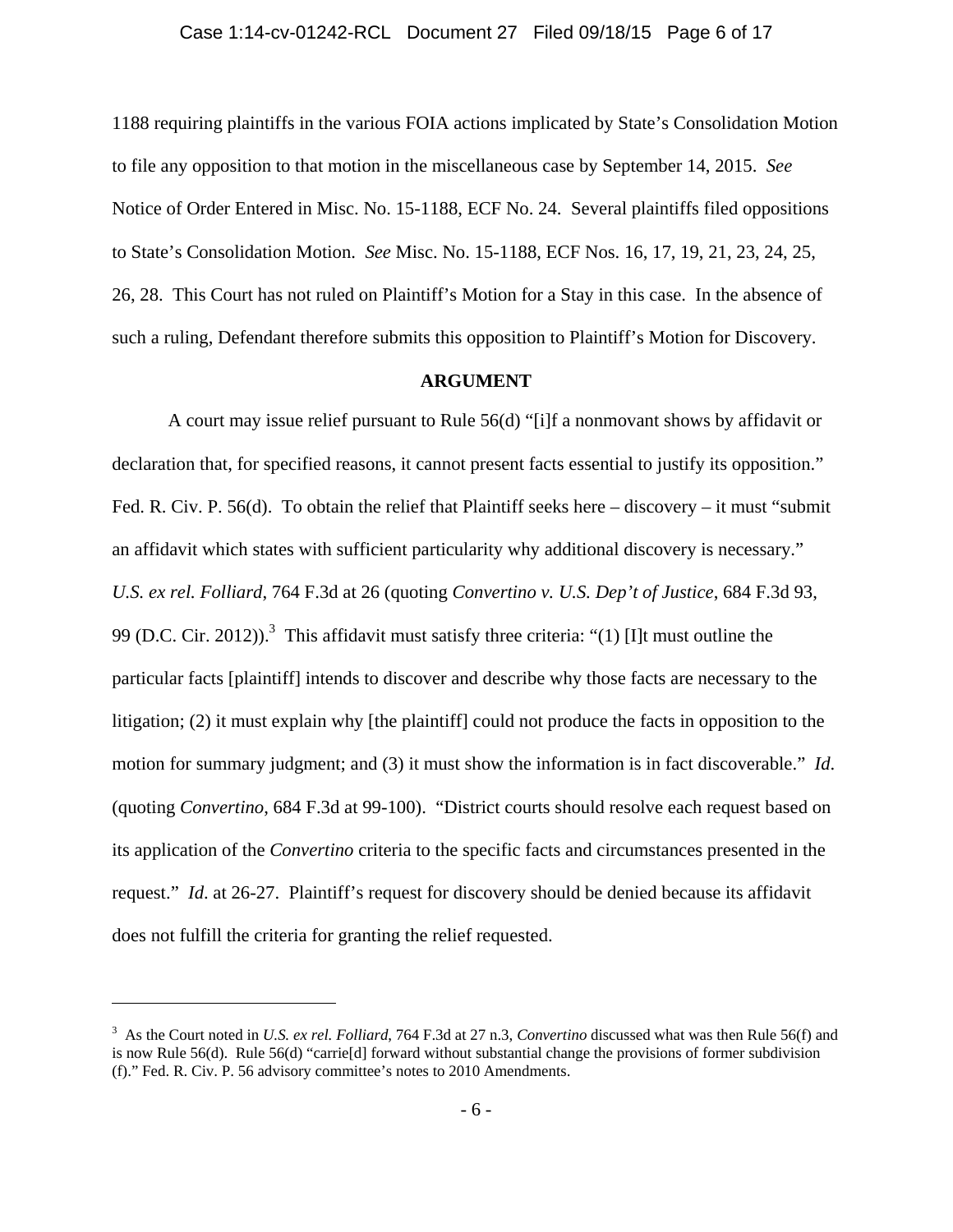1188 requiring plaintiffs in the various FOIA actions implicated by State's Consolidation Motion to file any opposition to that motion in the miscellaneous case by September 14, 2015. *See* Notice of Order Entered in Misc. No. 15-1188, ECF No. 24. Several plaintiffs filed oppositions to State's Consolidation Motion. *See* Misc. No. 15-1188, ECF Nos. 16, 17, 19, 21, 23, 24, 25, 26, 28. This Court has not ruled on Plaintiff's Motion for a Stay in this case. In the absence of such a ruling, Defendant therefore submits this opposition to Plaintiff's Motion for Discovery.

**ARGUMENT**

A court may issue relief pursuant to Rule 56(d) "[i]f a nonmovant shows by affidavit or declaration that, for specified reasons, it cannot present facts essential to justify its opposition." Fed. R. Civ. P. 56(d). To obtain the relief that Plaintiff seeks here – discovery – it must "submit an affidavit which states with sufficient particularity why additional discovery is necessary." *U.S. ex rel. Folliard*, 764 F.3d at 26 (quoting *Convertino v. U.S. Dep't of Justice*, 684 F.3d 93, 99 (D.C. Cir. 2012)).[3] This affidavit must satisfy three criteria: "(1) [I]t must outline the particular facts [plaintiff] intends to discover and describe why those facts are necessary to the litigation; (2) it must explain why [the plaintiff] could not produce the facts in opposition to the motion for summary judgment; and (3) it must show the information is in fact discoverable." *Id*. (quoting *Convertino*, 684 F.3d at 99-100). "District courts should resolve each request based on its application of the *Convertino* criteria to the specific facts and circumstances presented in the request." *Id*. at 26-27. Plaintiff's request for discovery should be denied because its affidavit does not fulfill the criteria for granting the relief requested.

---

[3] As the Court noted in *U.S. ex rel. Folliard*, 764 F.3d at 27 n.3, *Convertino* discussed what was then Rule 56(f) and is now Rule 56(d). Rule 56(d) "carrie[d] forward without substantial change the provisions of former subdivision (f)." Fed. R. Civ. P. 56 advisory committee's notes to 2010 Amendments.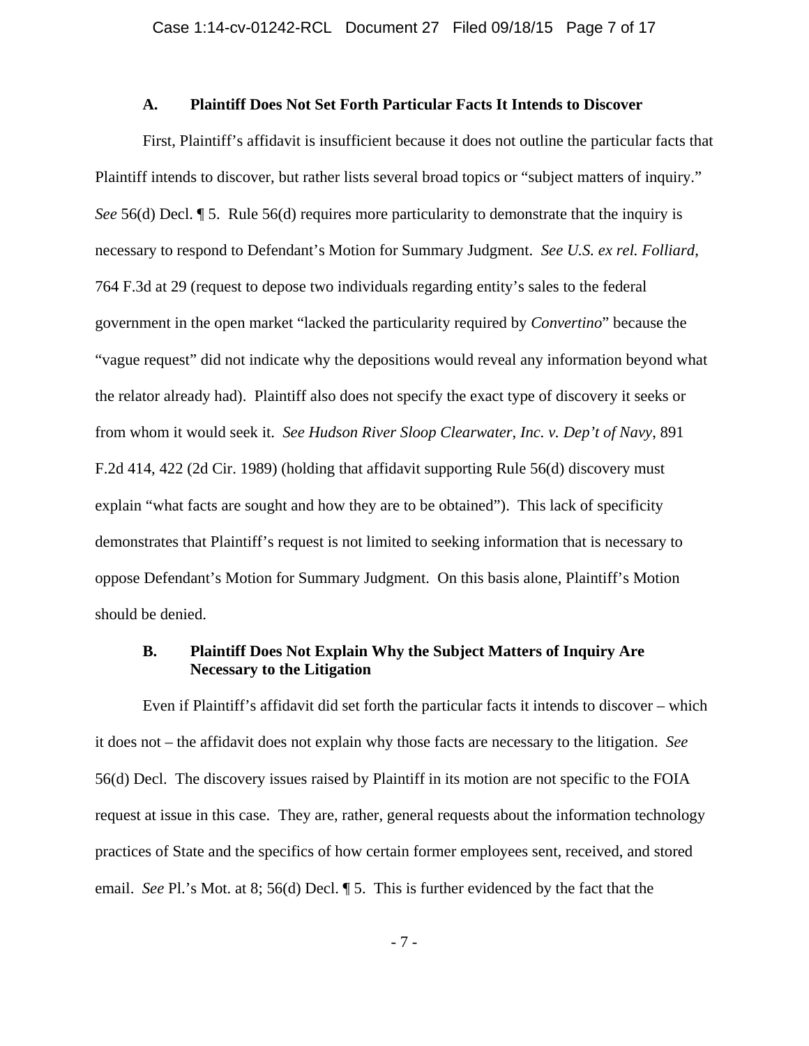### A. Plaintiff Does Not Set Forth Particular Facts It Intends to Discover

First, Plaintiff's affidavit is insufficient because it does not outline the particular facts that Plaintiff intends to discover, but rather lists several broad topics or "subject matters of inquiry." *See* 56(d) Decl. ¶ 5. Rule 56(d) requires more particularity to demonstrate that the inquiry is necessary to respond to Defendant's Motion for Summary Judgment. *See U.S. ex rel. Folliard*, 764 F.3d at 29 (request to depose two individuals regarding entity's sales to the federal government in the open market "lacked the particularity required by *Convertino*" because the "vague request" did not indicate why the depositions would reveal any information beyond what the relator already had). Plaintiff also does not specify the exact type of discovery it seeks or from whom it would seek it. *See Hudson River Sloop Clearwater, Inc. v. Dep't of Navy*, 891 F.2d 414, 422 (2d Cir. 1989) (holding that affidavit supporting Rule 56(d) discovery must explain "what facts are sought and how they are to be obtained"). This lack of specificity demonstrates that Plaintiff's request is not limited to seeking information that is necessary to oppose Defendant's Motion for Summary Judgment. On this basis alone, Plaintiff's Motion should be denied.

### B. Plaintiff Does Not Explain Why the Subject Matters of Inquiry Are Necessary to the Litigation

Even if Plaintiff's affidavit did set forth the particular facts it intends to discover – which it does not – the affidavit does not explain why those facts are necessary to the litigation. *See* 56(d) Decl. The discovery issues raised by Plaintiff in its motion are not specific to the FOIA request at issue in this case. They are, rather, general requests about the information technology practices of State and the specifics of how certain former employees sent, received, and stored email. *See* Pl.'s Mot. at 8; 56(d) Decl. ¶ 5. This is further evidenced by the fact that the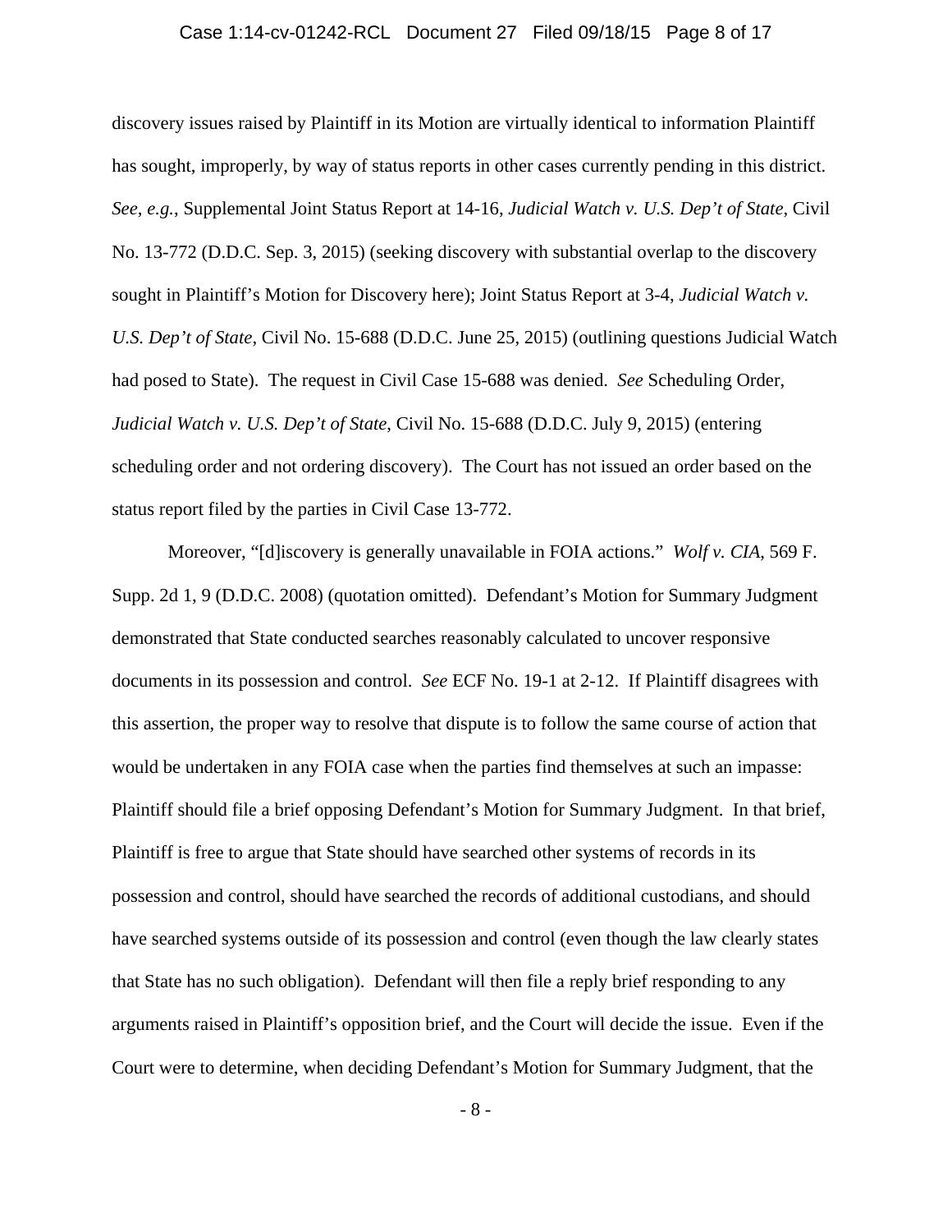discovery issues raised by Plaintiff in its Motion are virtually identical to information Plaintiff has sought, improperly, by way of status reports in other cases currently pending in this district. *See, e.g.*, Supplemental Joint Status Report at 14-16, *Judicial Watch v. U.S. Dep't of State*, Civil No. 13-772 (D.D.C. Sep. 3, 2015) (seeking discovery with substantial overlap to the discovery sought in Plaintiff's Motion for Discovery here); Joint Status Report at 3-4, *Judicial Watch v. U.S. Dep't of State*, Civil No. 15-688 (D.D.C. June 25, 2015) (outlining questions Judicial Watch had posed to State). The request in Civil Case 15-688 was denied. *See* Scheduling Order, *Judicial Watch v. U.S. Dep't of State*, Civil No. 15-688 (D.D.C. July 9, 2015) (entering scheduling order and not ordering discovery). The Court has not issued an order based on the status report filed by the parties in Civil Case 13-772.

Moreover, "[d]iscovery is generally unavailable in FOIA actions." *Wolf v. CIA*, 569 F. Supp. 2d 1, 9 (D.D.C. 2008) (quotation omitted). Defendant's Motion for Summary Judgment demonstrated that State conducted searches reasonably calculated to uncover responsive documents in its possession and control. *See* ECF No. 19-1 at 2-12. If Plaintiff disagrees with this assertion, the proper way to resolve that dispute is to follow the same course of action that would be undertaken in any FOIA case when the parties find themselves at such an impasse: Plaintiff should file a brief opposing Defendant's Motion for Summary Judgment. In that brief, Plaintiff is free to argue that State should have searched other systems of records in its possession and control, should have searched the records of additional custodians, and should have searched systems outside of its possession and control (even though the law clearly states that State has no such obligation). Defendant will then file a reply brief responding to any arguments raised in Plaintiff's opposition brief, and the Court will decide the issue. Even if the Court were to determine, when deciding Defendant's Motion for Summary Judgment, that the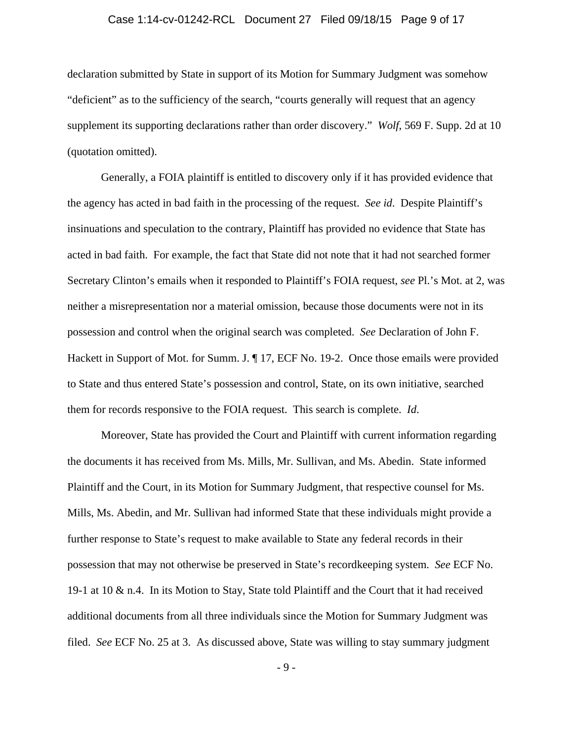declaration submitted by State in support of its Motion for Summary Judgment was somehow "deficient" as to the sufficiency of the search, "courts generally will request that an agency supplement its supporting declarations rather than order discovery." *Wolf*, 569 F. Supp. 2d at 10 (quotation omitted).

Generally, a FOIA plaintiff is entitled to discovery only if it has provided evidence that the agency has acted in bad faith in the processing of the request. *See id.* Despite Plaintiff's insinuations and speculation to the contrary, Plaintiff has provided no evidence that State has acted in bad faith. For example, the fact that State did not note that it had not searched former Secretary Clinton's emails when it responded to Plaintiff's FOIA request, *see* Pl.'s Mot. at 2, was neither a misrepresentation nor a material omission, because those documents were not in its possession and control when the original search was completed. *See* Declaration of John F. Hackett in Support of Mot. for Summ. J. ¶ 17, ECF No. 19-2. Once those emails were provided to State and thus entered State's possession and control, State, on its own initiative, searched them for records responsive to the FOIA request. This search is complete. *Id.*

Moreover, State has provided the Court and Plaintiff with current information regarding the documents it has received from Ms. Mills, Mr. Sullivan, and Ms. Abedin. State informed Plaintiff and the Court, in its Motion for Summary Judgment, that respective counsel for Ms. Mills, Ms. Abedin, and Mr. Sullivan had informed State that these individuals might provide a further response to State's request to make available to State any federal records in their possession that may not otherwise be preserved in State's recordkeeping system. *See* ECF No. 19-1 at 10 & n.4. In its Motion to Stay, State told Plaintiff and the Court that it had received additional documents from all three individuals since the Motion for Summary Judgment was filed. *See* ECF No. 25 at 3. As discussed above, State was willing to stay summary judgment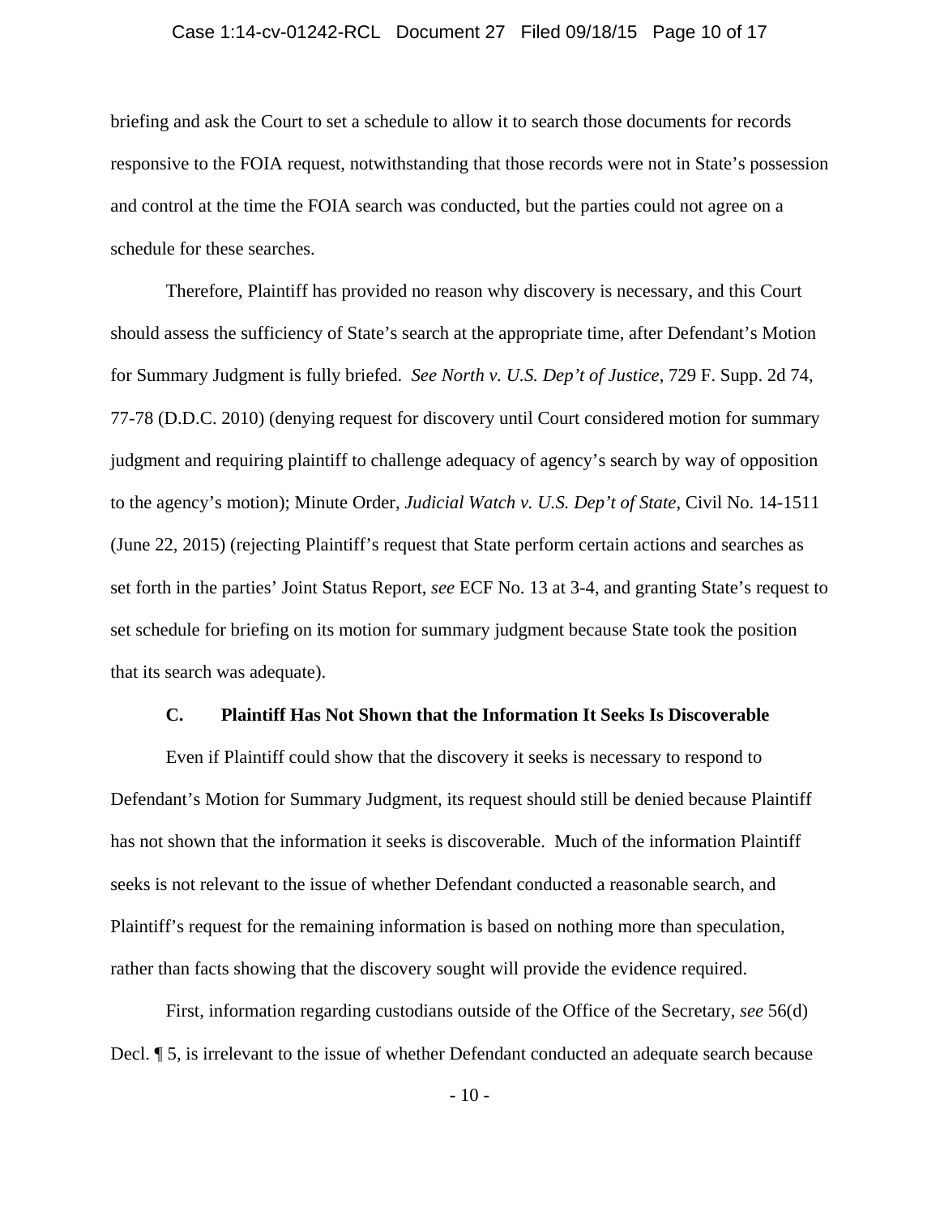briefing and ask the Court to set a schedule to allow it to search those documents for records responsive to the FOIA request, notwithstanding that those records were not in State's possession and control at the time the FOIA search was conducted, but the parties could not agree on a schedule for these searches.

Therefore, Plaintiff has provided no reason why discovery is necessary, and this Court should assess the sufficiency of State's search at the appropriate time, after Defendant's Motion for Summary Judgment is fully briefed. *See North v. U.S. Dep't of Justice*, 729 F. Supp. 2d 74, 77-78 (D.D.C. 2010) (denying request for discovery until Court considered motion for summary judgment and requiring plaintiff to challenge adequacy of agency's search by way of opposition to the agency's motion); Minute Order, *Judicial Watch v. U.S. Dep't of State*, Civil No. 14-1511 (June 22, 2015) (rejecting Plaintiff's request that State perform certain actions and searches as set forth in the parties' Joint Status Report, *see* ECF No. 13 at 3-4, and granting State's request to set schedule for briefing on its motion for summary judgment because State took the position that its search was adequate).

### C. Plaintiff Has Not Shown that the Information It Seeks Is Discoverable

Even if Plaintiff could show that the discovery it seeks is necessary to respond to Defendant's Motion for Summary Judgment, its request should still be denied because Plaintiff has not shown that the information it seeks is discoverable. Much of the information Plaintiff seeks is not relevant to the issue of whether Defendant conducted a reasonable search, and Plaintiff's request for the remaining information is based on nothing more than speculation, rather than facts showing that the discovery sought will provide the evidence required.

First, information regarding custodians outside of the Office of the Secretary, *see* 56(d) Decl. ¶ 5, is irrelevant to the issue of whether Defendant conducted an adequate search because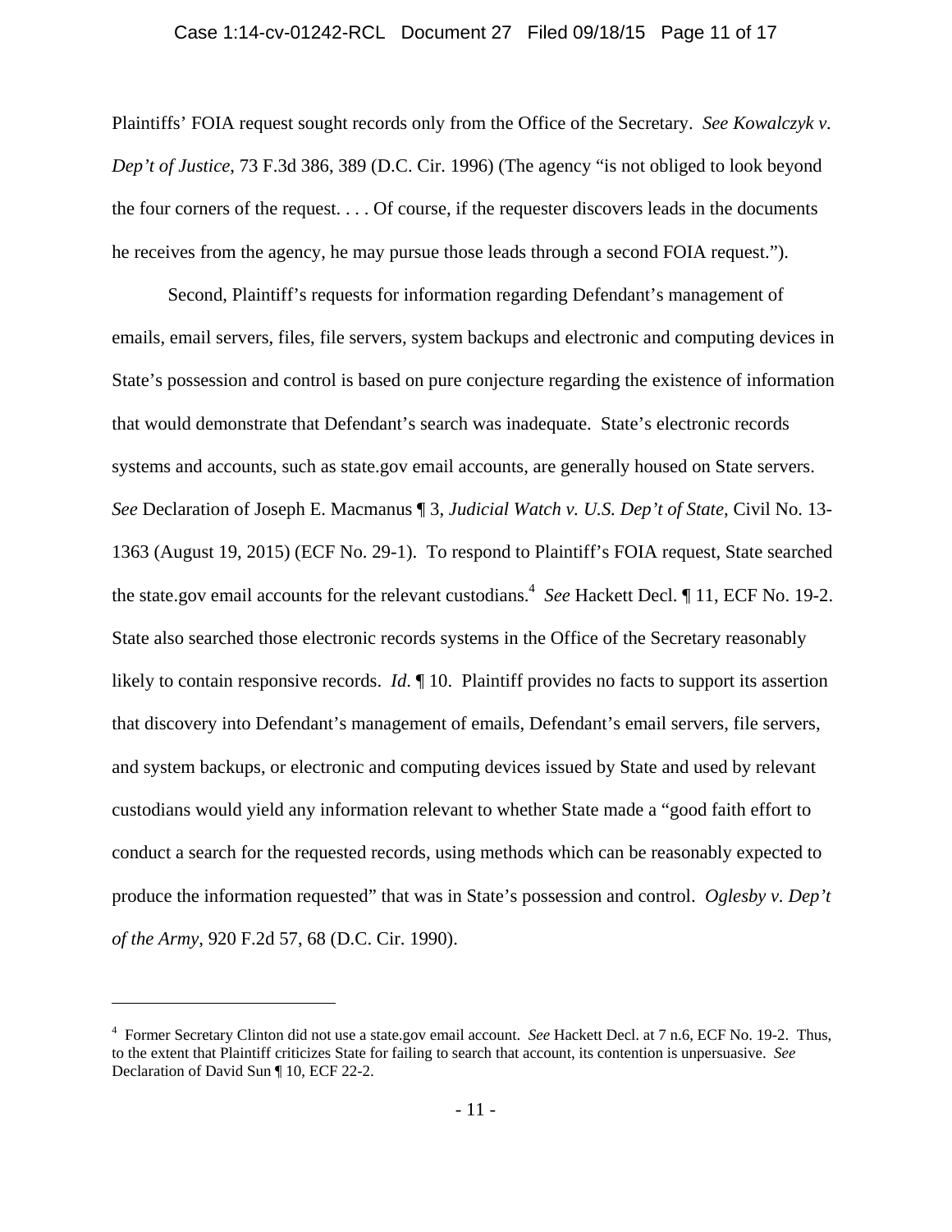Plaintiffs' FOIA request sought records only from the Office of the Secretary. *See Kowalczyk v. Dep't of Justice*, 73 F.3d 386, 389 (D.C. Cir. 1996) (The agency "is not obliged to look beyond the four corners of the request. . . . Of course, if the requester discovers leads in the documents he receives from the agency, he may pursue those leads through a second FOIA request.").

Second, Plaintiff's requests for information regarding Defendant's management of emails, email servers, files, file servers, system backups and electronic and computing devices in State's possession and control is based on pure conjecture regarding the existence of information that would demonstrate that Defendant's search was inadequate. State's electronic records systems and accounts, such as state.gov email accounts, are generally housed on State servers. *See* Declaration of Joseph E. Macmanus ¶ 3, *Judicial Watch v. U.S. Dep't of State*, Civil No. 13-1363 (August 19, 2015) (ECF No. 29-1). To respond to Plaintiff's FOIA request, State searched the state.gov email accounts for the relevant custodians.[4] *See* Hackett Decl. ¶ 11, ECF No. 19-2. State also searched those electronic records systems in the Office of the Secretary reasonably likely to contain responsive records. *Id*. ¶ 10. Plaintiff provides no facts to support its assertion that discovery into Defendant's management of emails, Defendant's email servers, file servers, and system backups, or electronic and computing devices issued by State and used by relevant custodians would yield any information relevant to whether State made a "good faith effort to conduct a search for the requested records, using methods which can be reasonably expected to produce the information requested" that was in State's possession and control. *Oglesby v. Dep't of the Army*, 920 F.2d 57, 68 (D.C. Cir. 1990).

---

[4] Former Secretary Clinton did not use a state.gov email account. *See* Hackett Decl. at 7 n.6, ECF No. 19-2. Thus, to the extent that Plaintiff criticizes State for failing to search that account, its contention is unpersuasive. *See* Declaration of David Sun ¶ 10, ECF 22-2.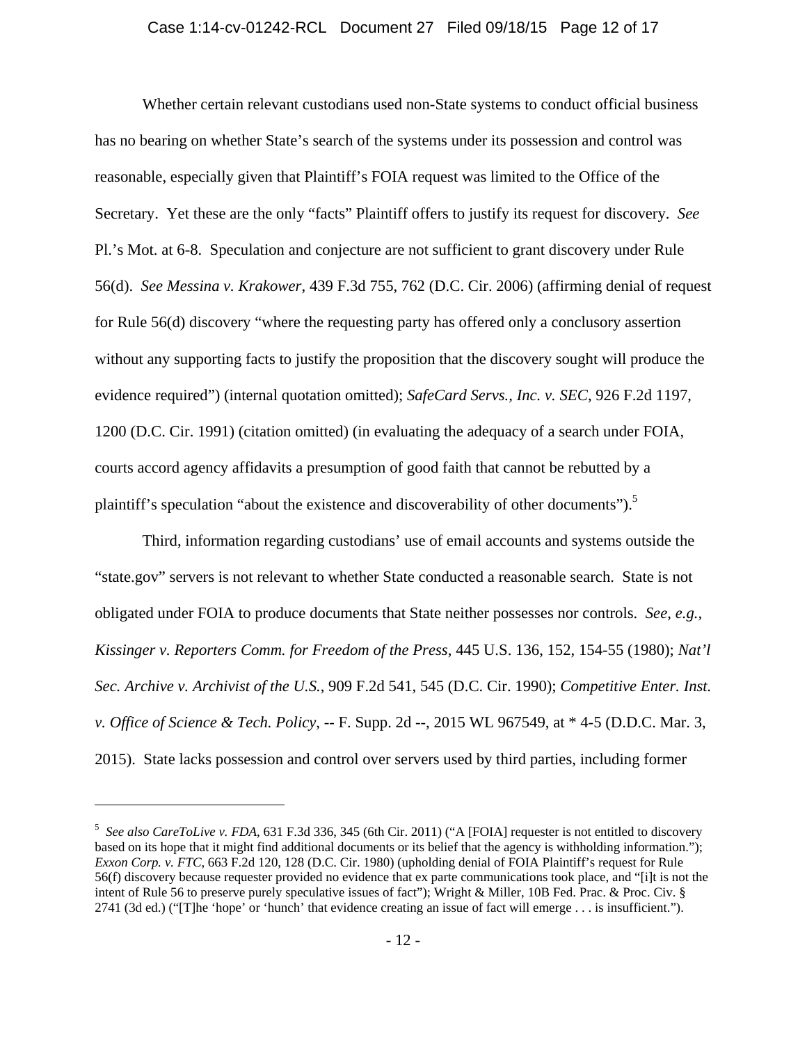Whether certain relevant custodians used non-State systems to conduct official business has no bearing on whether State's search of the systems under its possession and control was reasonable, especially given that Plaintiff's FOIA request was limited to the Office of the Secretary. Yet these are the only "facts" Plaintiff offers to justify its request for discovery. *See* Pl.'s Mot. at 6-8. Speculation and conjecture are not sufficient to grant discovery under Rule 56(d). *See Messina v. Krakower*, 439 F.3d 755, 762 (D.C. Cir. 2006) (affirming denial of request for Rule 56(d) discovery "where the requesting party has offered only a conclusory assertion without any supporting facts to justify the proposition that the discovery sought will produce the evidence required") (internal quotation omitted); *SafeCard Servs., Inc. v. SEC*, 926 F.2d 1197, 1200 (D.C. Cir. 1991) (citation omitted) (in evaluating the adequacy of a search under FOIA, courts accord agency affidavits a presumption of good faith that cannot be rebutted by a plaintiff's speculation "about the existence and discoverability of other documents").[5]

Third, information regarding custodians' use of email accounts and systems outside the "state.gov" servers is not relevant to whether State conducted a reasonable search. State is not obligated under FOIA to produce documents that State neither possesses nor controls. *See, e.g., Kissinger v. Reporters Comm. for Freedom of the Press*, 445 U.S. 136, 152, 154-55 (1980); *Nat'l Sec. Archive v. Archivist of the U.S.*, 909 F.2d 541, 545 (D.C. Cir. 1990); *Competitive Enter. Inst. v. Office of Science & Tech. Policy*, -- F. Supp. 2d --, 2015 WL 967549, at * 4-5 (D.D.C. Mar. 3, 2015). State lacks possession and control over servers used by third parties, including former

---

[5] *See also CareToLive v. FDA*, 631 F.3d 336, 345 (6th Cir. 2011) ("A [FOIA] requester is not entitled to discovery based on its hope that it might find additional documents or its belief that the agency is withholding information."); *Exxon Corp. v. FTC*, 663 F.2d 120, 128 (D.C. Cir. 1980) (upholding denial of FOIA Plaintiff's request for Rule 56(f) discovery because requester provided no evidence that ex parte communications took place, and "[i]t is not the intent of Rule 56 to preserve purely speculative issues of fact"); Wright & Miller, 10B Fed. Prac. & Proc. Civ. § 2741 (3d ed.) ("[T]he 'hope' or 'hunch' that evidence creating an issue of fact will emerge . . . is insufficient.").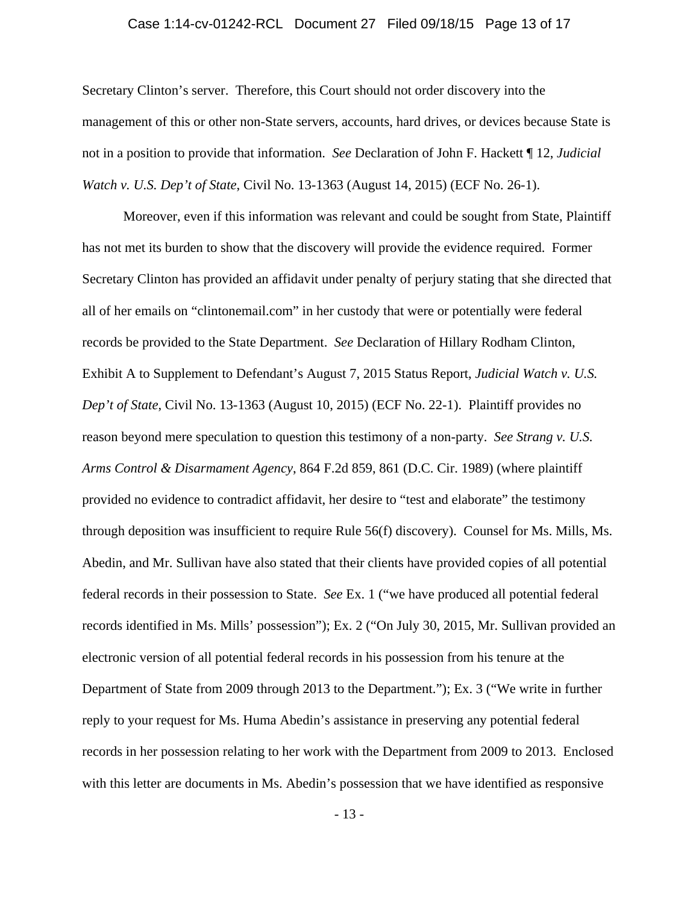Secretary Clinton's server. Therefore, this Court should not order discovery into the management of this or other non-State servers, accounts, hard drives, or devices because State is not in a position to provide that information. *See* Declaration of John F. Hackett ¶ 12, *Judicial Watch v. U.S. Dep't of State*, Civil No. 13-1363 (August 14, 2015) (ECF No. 26-1).

Moreover, even if this information was relevant and could be sought from State, Plaintiff has not met its burden to show that the discovery will provide the evidence required. Former Secretary Clinton has provided an affidavit under penalty of perjury stating that she directed that all of her emails on "clintonemail.com" in her custody that were or potentially were federal records be provided to the State Department. *See* Declaration of Hillary Rodham Clinton, Exhibit A to Supplement to Defendant's August 7, 2015 Status Report, *Judicial Watch v. U.S. Dep't of State*, Civil No. 13-1363 (August 10, 2015) (ECF No. 22-1). Plaintiff provides no reason beyond mere speculation to question this testimony of a non-party. *See Strang v. U.S. Arms Control & Disarmament Agency*, 864 F.2d 859, 861 (D.C. Cir. 1989) (where plaintiff provided no evidence to contradict affidavit, her desire to "test and elaborate" the testimony through deposition was insufficient to require Rule 56(f) discovery). Counsel for Ms. Mills, Ms. Abedin, and Mr. Sullivan have also stated that their clients have provided copies of all potential federal records in their possession to State. *See* Ex. 1 ("we have produced all potential federal records identified in Ms. Mills' possession"); Ex. 2 ("On July 30, 2015, Mr. Sullivan provided an electronic version of all potential federal records in his possession from his tenure at the Department of State from 2009 through 2013 to the Department."); Ex. 3 ("We write in further reply to your request for Ms. Huma Abedin's assistance in preserving any potential federal records in her possession relating to her work with the Department from 2009 to 2013. Enclosed with this letter are documents in Ms. Abedin's possession that we have identified as responsive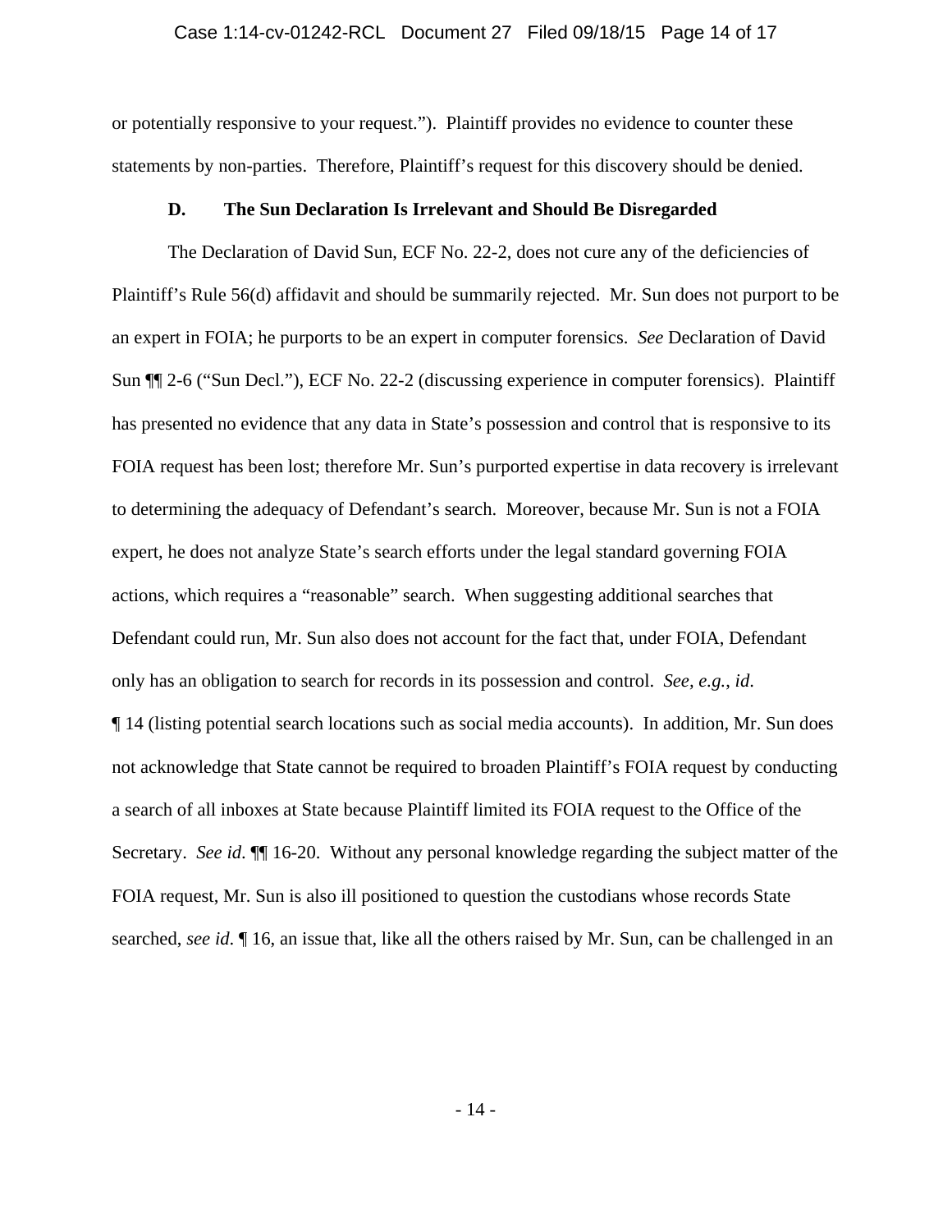or potentially responsive to your request."). Plaintiff provides no evidence to counter these statements by non-parties. Therefore, Plaintiff's request for this discovery should be denied.

### D. The Sun Declaration Is Irrelevant and Should Be Disregarded

The Declaration of David Sun, ECF No. 22-2, does not cure any of the deficiencies of Plaintiff's Rule 56(d) affidavit and should be summarily rejected. Mr. Sun does not purport to be an expert in FOIA; he purports to be an expert in computer forensics. *See* Declaration of David Sun ¶¶ 2-6 ("Sun Decl."), ECF No. 22-2 (discussing experience in computer forensics). Plaintiff has presented no evidence that any data in State's possession and control that is responsive to its FOIA request has been lost; therefore Mr. Sun's purported expertise in data recovery is irrelevant to determining the adequacy of Defendant's search. Moreover, because Mr. Sun is not a FOIA expert, he does not analyze State's search efforts under the legal standard governing FOIA actions, which requires a "reasonable" search. When suggesting additional searches that Defendant could run, Mr. Sun also does not account for the fact that, under FOIA, Defendant only has an obligation to search for records in its possession and control. *See, e.g.*, *id*. ¶ 14 (listing potential search locations such as social media accounts). In addition, Mr. Sun does not acknowledge that State cannot be required to broaden Plaintiff's FOIA request by conducting a search of all inboxes at State because Plaintiff limited its FOIA request to the Office of the Secretary. *See id*. ¶¶ 16-20. Without any personal knowledge regarding the subject matter of the FOIA request, Mr. Sun is also ill positioned to question the custodians whose records State searched, *see id*. ¶ 16, an issue that, like all the others raised by Mr. Sun, can be challenged in an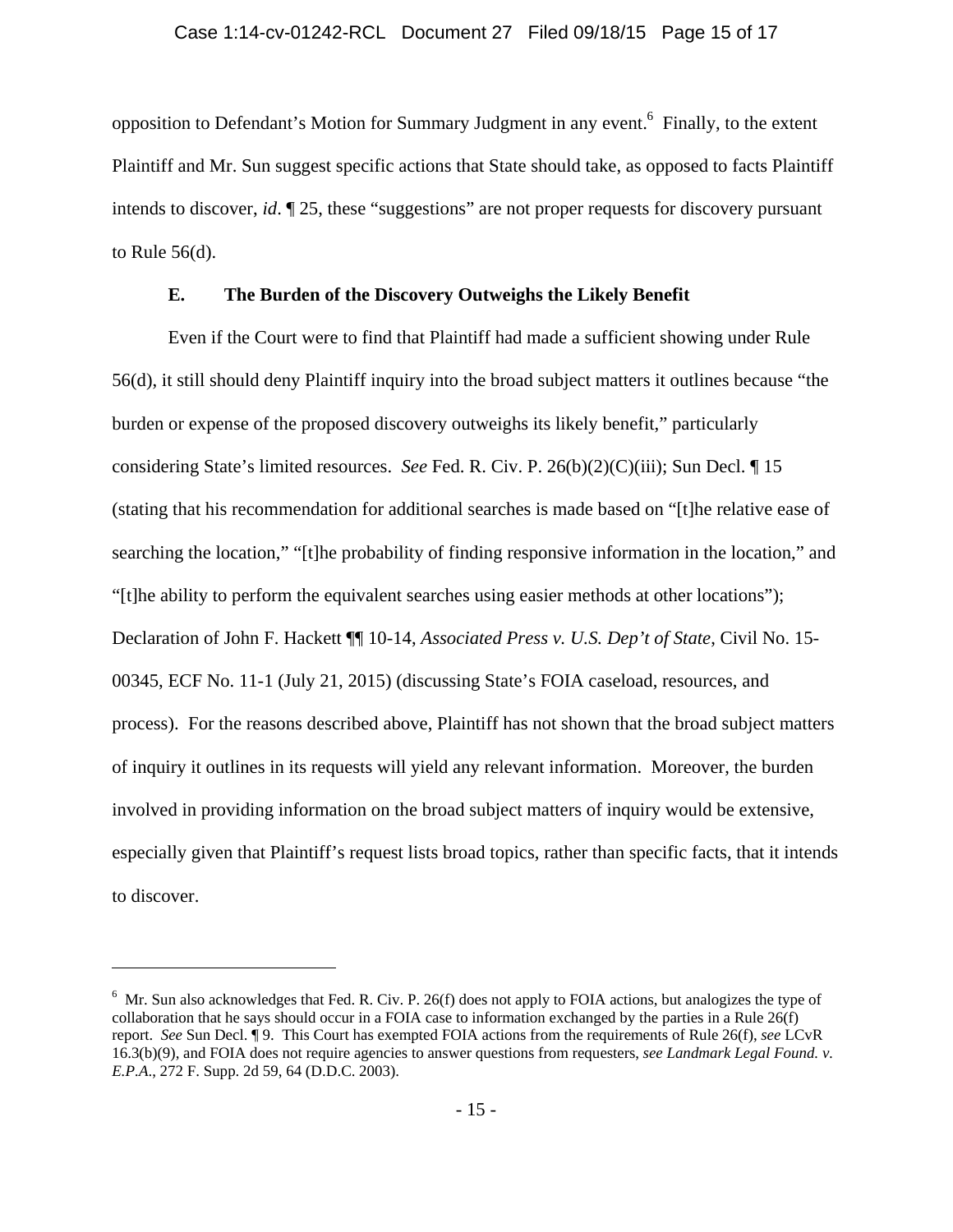opposition to Defendant's Motion for Summary Judgment in any event.[6] Finally, to the extent Plaintiff and Mr. Sun suggest specific actions that State should take, as opposed to facts Plaintiff intends to discover, *id*. ¶ 25, these "suggestions" are not proper requests for discovery pursuant to Rule 56(d).

### E. The Burden of the Discovery Outweighs the Likely Benefit

Even if the Court were to find that Plaintiff had made a sufficient showing under Rule 56(d), it still should deny Plaintiff inquiry into the broad subject matters it outlines because "the burden or expense of the proposed discovery outweighs its likely benefit," particularly considering State's limited resources. *See* Fed. R. Civ. P. 26(b)(2)(C)(iii); Sun Decl. ¶ 15 (stating that his recommendation for additional searches is made based on "[t]he relative ease of searching the location," "[t]he probability of finding responsive information in the location," and "[t]he ability to perform the equivalent searches using easier methods at other locations"); Declaration of John F. Hackett ¶¶ 10-14, *Associated Press v. U.S. Dep't of State*, Civil No. 15-00345, ECF No. 11-1 (July 21, 2015) (discussing State's FOIA caseload, resources, and process). For the reasons described above, Plaintiff has not shown that the broad subject matters of inquiry it outlines in its requests will yield any relevant information. Moreover, the burden involved in providing information on the broad subject matters of inquiry would be extensive, especially given that Plaintiff's request lists broad topics, rather than specific facts, that it intends to discover.

---

[6] Mr. Sun also acknowledges that Fed. R. Civ. P. 26(f) does not apply to FOIA actions, but analogizes the type of collaboration that he says should occur in a FOIA case to information exchanged by the parties in a Rule 26(f) report. *See* Sun Decl. ¶ 9. This Court has exempted FOIA actions from the requirements of Rule 26(f), *see* LCvR 16.3(b)(9), and FOIA does not require agencies to answer questions from requesters, *see Landmark Legal Found. v. E.P.A.*, 272 F. Supp. 2d 59, 64 (D.D.C. 2003).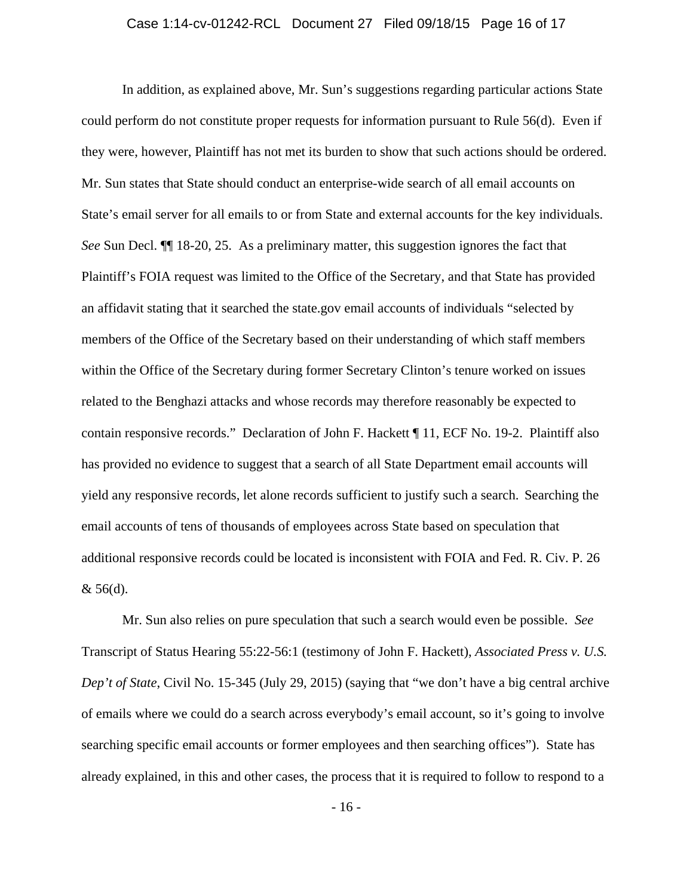In addition, as explained above, Mr. Sun's suggestions regarding particular actions State could perform do not constitute proper requests for information pursuant to Rule 56(d). Even if they were, however, Plaintiff has not met its burden to show that such actions should be ordered. Mr. Sun states that State should conduct an enterprise-wide search of all email accounts on State's email server for all emails to or from State and external accounts for the key individuals. *See* Sun Decl. ¶¶ 18-20, 25. As a preliminary matter, this suggestion ignores the fact that Plaintiff's FOIA request was limited to the Office of the Secretary, and that State has provided an affidavit stating that it searched the state.gov email accounts of individuals "selected by members of the Office of the Secretary based on their understanding of which staff members within the Office of the Secretary during former Secretary Clinton's tenure worked on issues related to the Benghazi attacks and whose records may therefore reasonably be expected to contain responsive records." Declaration of John F. Hackett ¶ 11, ECF No. 19-2. Plaintiff also has provided no evidence to suggest that a search of all State Department email accounts will yield any responsive records, let alone records sufficient to justify such a search. Searching the email accounts of tens of thousands of employees across State based on speculation that additional responsive records could be located is inconsistent with FOIA and Fed. R. Civ. P. 26 & 56(d).

Mr. Sun also relies on pure speculation that such a search would even be possible. *See* Transcript of Status Hearing 55:22-56:1 (testimony of John F. Hackett), *Associated Press v. U.S. Dep't of State*, Civil No. 15-345 (July 29, 2015) (saying that "we don't have a big central archive of emails where we could do a search across everybody's email account, so it's going to involve searching specific email accounts or former employees and then searching offices"). State has already explained, in this and other cases, the process that it is required to follow to respond to a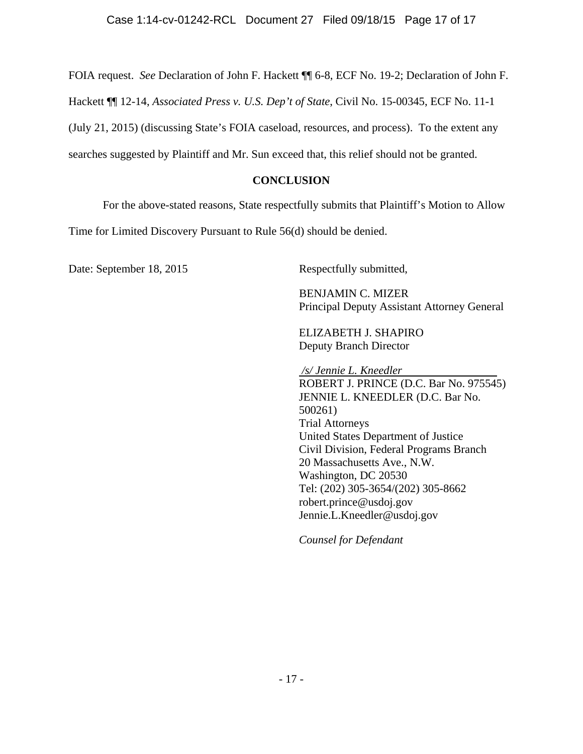FOIA request. *See* Declaration of John F. Hackett ¶¶ 6-8, ECF No. 19-2; Declaration of John F. Hackett ¶¶ 12-14, *Associated Press v. U.S. Dep't of State*, Civil No. 15-00345, ECF No. 11-1 (July 21, 2015) (discussing State's FOIA caseload, resources, and process). To the extent any searches suggested by Plaintiff and Mr. Sun exceed that, this relief should not be granted.

**CONCLUSION**

For the above-stated reasons, State respectfully submits that Plaintiff's Motion to Allow Time for Limited Discovery Pursuant to Rule 56(d) should be denied.

Date: September 18, 2015

Respectfully submitted,

BENJAMIN C. MIZER
Principal Deputy Assistant Attorney General

ELIZABETH J. SHAPIRO
Deputy Branch Director

*/s/ Jennie L. Kneedler*
ROBERT J. PRINCE (D.C. Bar No. 975545)
JENNIE L. KNEEDLER (D.C. Bar No. 500261)
Trial Attorneys
United States Department of Justice
Civil Division, Federal Programs Branch
20 Massachusetts Ave., N.W.
Washington, DC 20530
Tel: (202) 305-3654/(202) 305-8662
robert.prince@usdoj.gov
Jennie.L.Kneedler@usdoj.gov

*Counsel for Defendant*